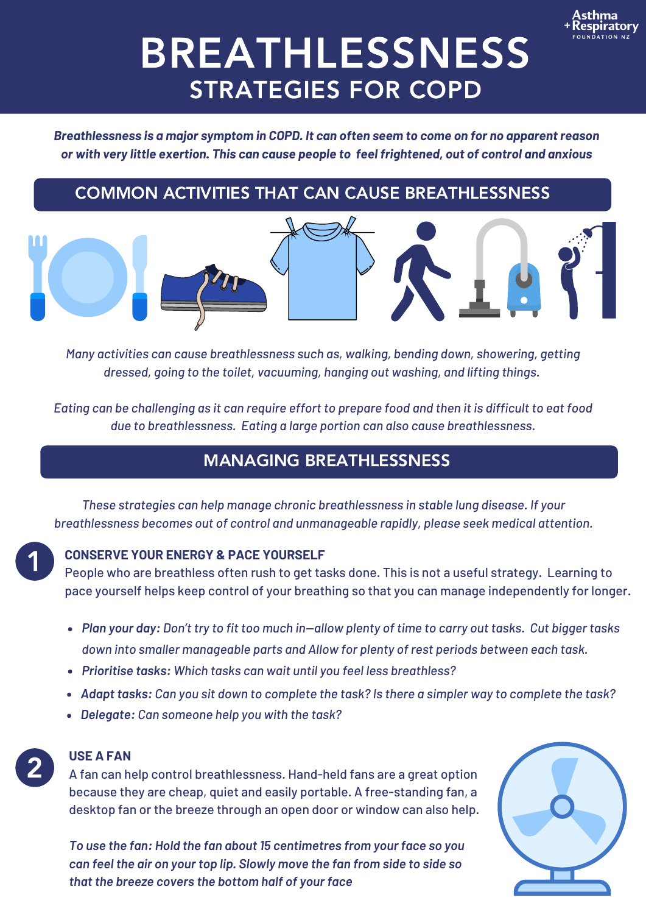# BREATHLESSNESS

## STRATEGIES FOR COPD

Asthma + Respiratory Foundation NZ

***Breathlessness is a major symptom in COPD. It can often seem to come on for no apparent reason or with very little exertion. This can cause people to feel frightened, out of control and anxious***

## COMMON ACTIVITIES THAT CAN CAUSE BREATHLESSNESS

*Many activities can cause breathlessness such as, walking, bending down, showering, getting dressed, going to the toilet, vacuuming, hanging out washing, and lifting things.*

*Eating can be challenging as it can require effort to prepare food and then it is difficult to eat food due to breathlessness. Eating a large portion can also cause breathlessness.*

## MANAGING BREATHLESSNESS

*These strategies can help manage chronic breathlessness in stable lung disease. If your breathlessness becomes out of control and unmanageable rapidly, please seek medical attention.*

### 1 CONSERVE YOUR ENERGY & PACE YOURSELF

People who are breathless often rush to get tasks done. This is not a useful strategy. Learning to pace yourself helps keep control of your breathing so that you can manage independently for longer.

- ***Plan your day:*** *Don't try to fit too much in—allow plenty of time to carry out tasks. Cut bigger tasks down into smaller manageable parts and Allow for plenty of rest periods between each task.*
- ***Prioritise tasks:*** *Which tasks can wait until you feel less breathless?*
- ***Adapt tasks:*** *Can you sit down to complete the task? Is there a simpler way to complete the task?*
- ***Delegate:*** *Can someone help you with the task?*

### 2 USE A FAN

A fan can help control breathlessness. Hand-held fans are a great option because they are cheap, quiet and easily portable. A free-standing fan, a desktop fan or the breeze through an open door or window can also help.

*To use the fan: Hold the fan about 15 centimetres from your face so you can feel the air on your top lip. Slowly move the fan from side to side so that the breeze covers the bottom half of your face*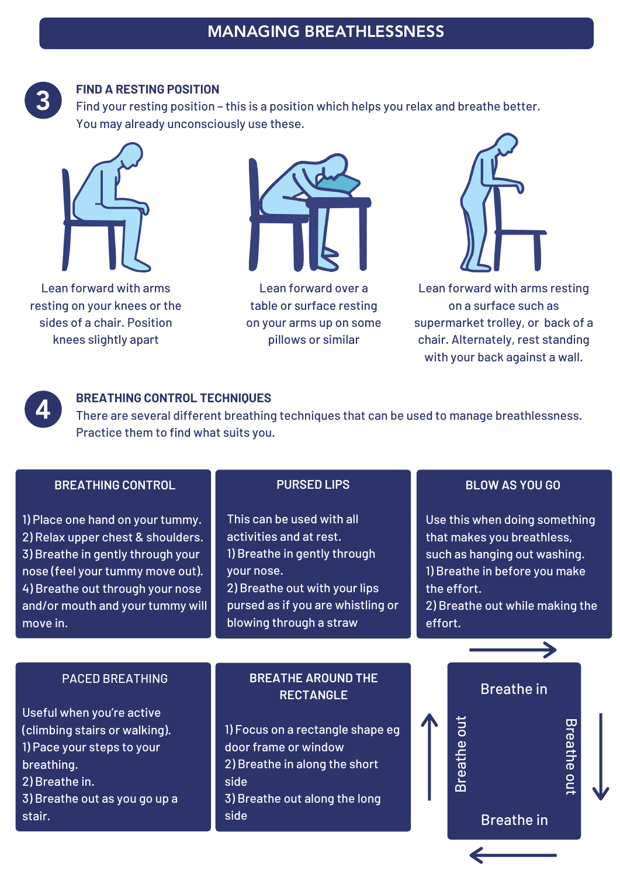# MANAGING BREATHLESSNESS

## 3 FIND A RESTING POSITION

Find your resting position – this is a position which helps you relax and breathe better. You may already unconsciously use these.

Lean forward with arms resting on your knees or the sides of a chair. Position knees slightly apart

Lean forward over a table or surface resting on your arms up on some pillows or similar

Lean forward with arms resting on a surface such as supermarket trolley, or back of a chair. Alternately, rest standing with your back against a wall.

## 4 BREATHING CONTROL TECHNIQUES

There are several different breathing techniques that can be used to manage breathlessness. Practice them to find what suits you.

### BREATHING CONTROL

1) Place one hand on your tummy.
2) Relax upper chest & shoulders.
3) Breathe in gently through your nose (feel your tummy move out).
4) Breathe out through your nose and/or mouth and your tummy will move in.

### PURSED LIPS

This can be used with all activities and at rest.

1) Breathe in gently through your nose.
2) Breathe out with your lips pursed as if you are whistling or blowing through a straw

### BLOW AS YOU GO

Use this when doing something that makes you breathless, such as hanging out washing.

1) Breathe in before you make the effort.
2) Breathe out while making the effort.

### PACED BREATHING

Useful when you're active (climbing stairs or walking).

1) Pace your steps to your breathing.
2) Breathe in.
3) Breathe out as you go up a stair.

### BREATHE AROUND THE RECTANGLE

1) Focus on a rectangle shape eg door frame or window
2) Breathe in along the short side
3) Breathe out along the long side

Breathe in

Breathe out

Breathe in

Breathe out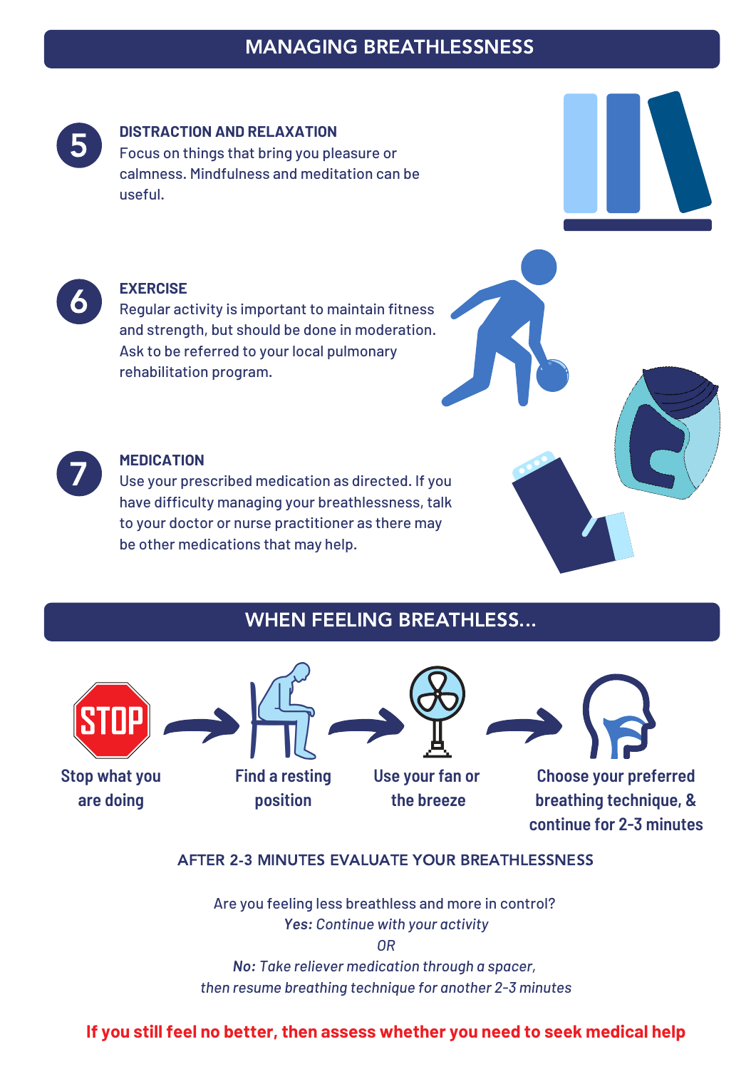## MANAGING BREATHLESSNESS

**5** **DISTRACTION AND RELAXATION**
Focus on things that bring you pleasure or calmness. Mindfulness and meditation can be useful.

**6** **EXERCISE**
Regular activity is important to maintain fitness and strength, but should be done in moderation. Ask to be referred to your local pulmonary rehabilitation program.

**7** **MEDICATION**
Use your prescribed medication as directed. If you have difficulty managing your breathlessness, talk to your doctor or nurse practitioner as there may be other medications that may help.

## WHEN FEELING BREATHLESS...

Stop what you are doing → Find a resting position → Use your fan or the breeze → Choose your preferred breathing technique, & continue for 2-3 minutes

### AFTER 2-3 MINUTES EVALUATE YOUR BREATHLESSNESS

Are you feeling less breathless and more in control?
***Yes:*** *Continue with your activity*
*OR*
***No:*** *Take reliever medication through a spacer, then resume breathing technique for another 2-3 minutes*

**If you still feel no better, then assess whether you need to seek medical help**